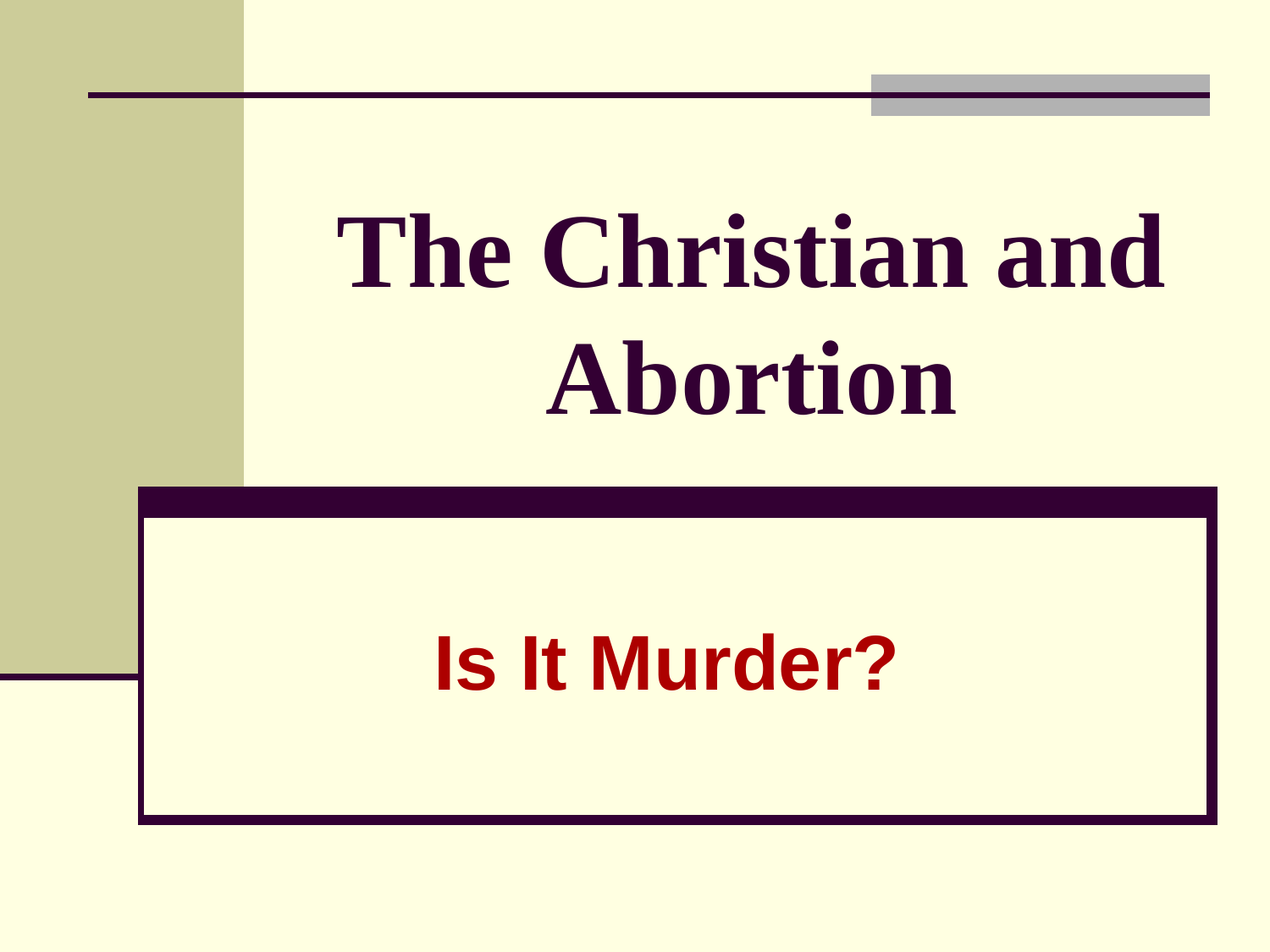# The Christian and Abortion

## Is It Murder?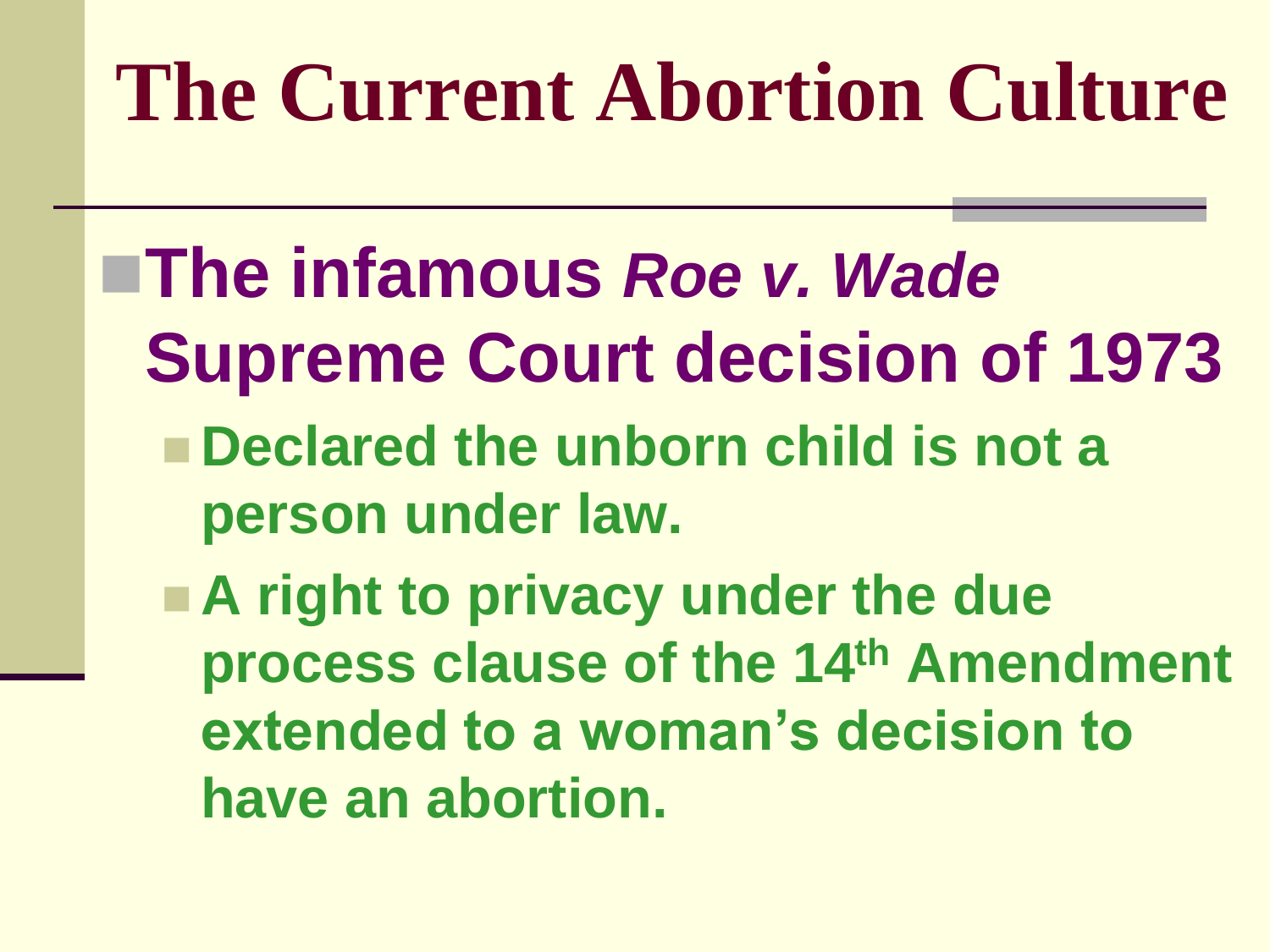# The Current Abortion Culture

- **The infamous *Roe v. Wade* Supreme Court decision of 1973**
  - **Declared the unborn child is not a person under law.**
  - **A right to privacy under the due process clause of the 14th Amendment extended to a woman's decision to have an abortion.**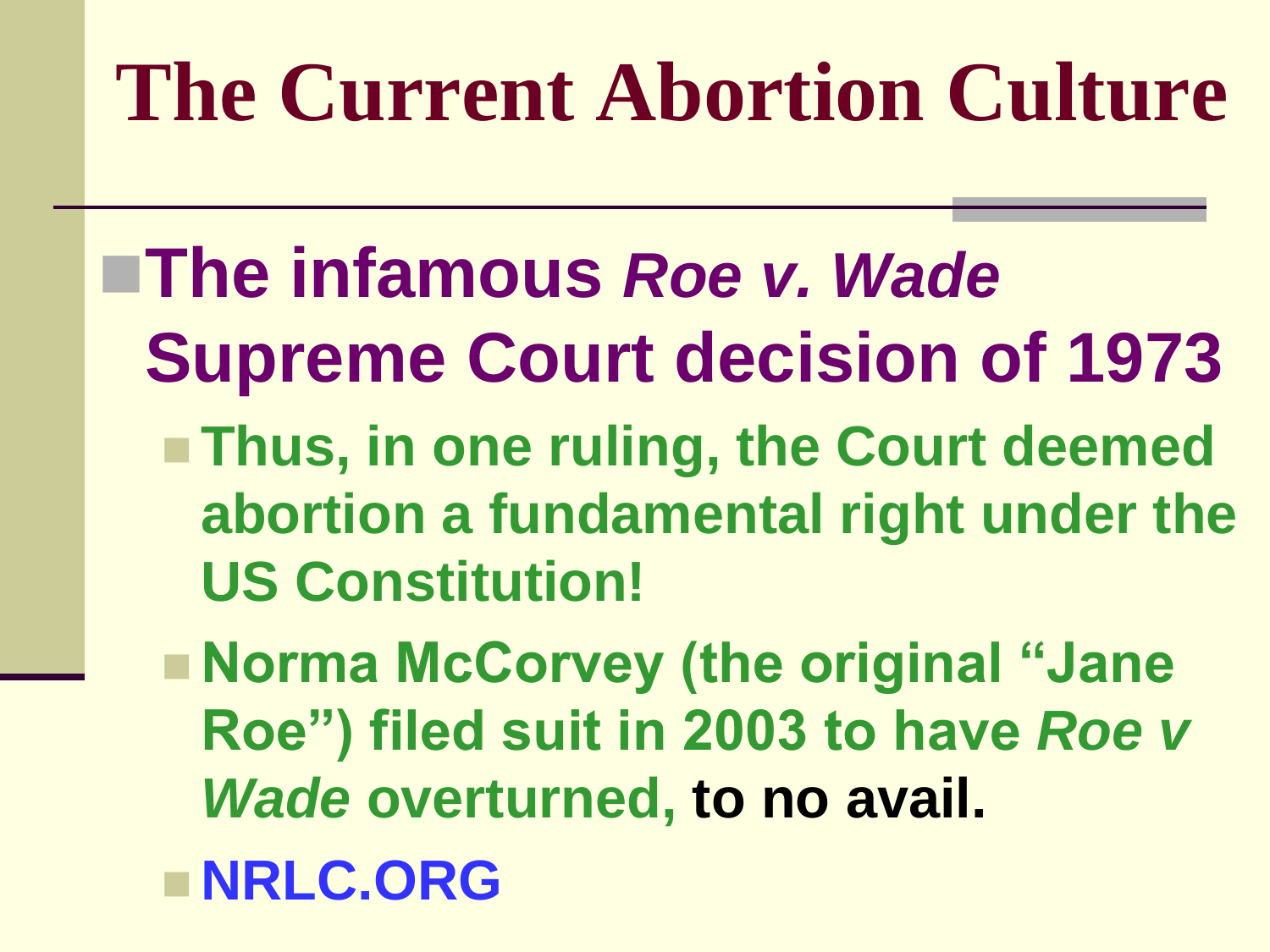# The Current Abortion Culture

- **The infamous *Roe v. Wade* Supreme Court decision of 1973**
  - **Thus, in one ruling, the Court deemed abortion a fundamental right under the US Constitution!**
  - **Norma McCorvey (the original “Jane Roe”) filed suit in 2003 to have *Roe v Wade* overturned, to no avail.**
  - **NRLC.ORG**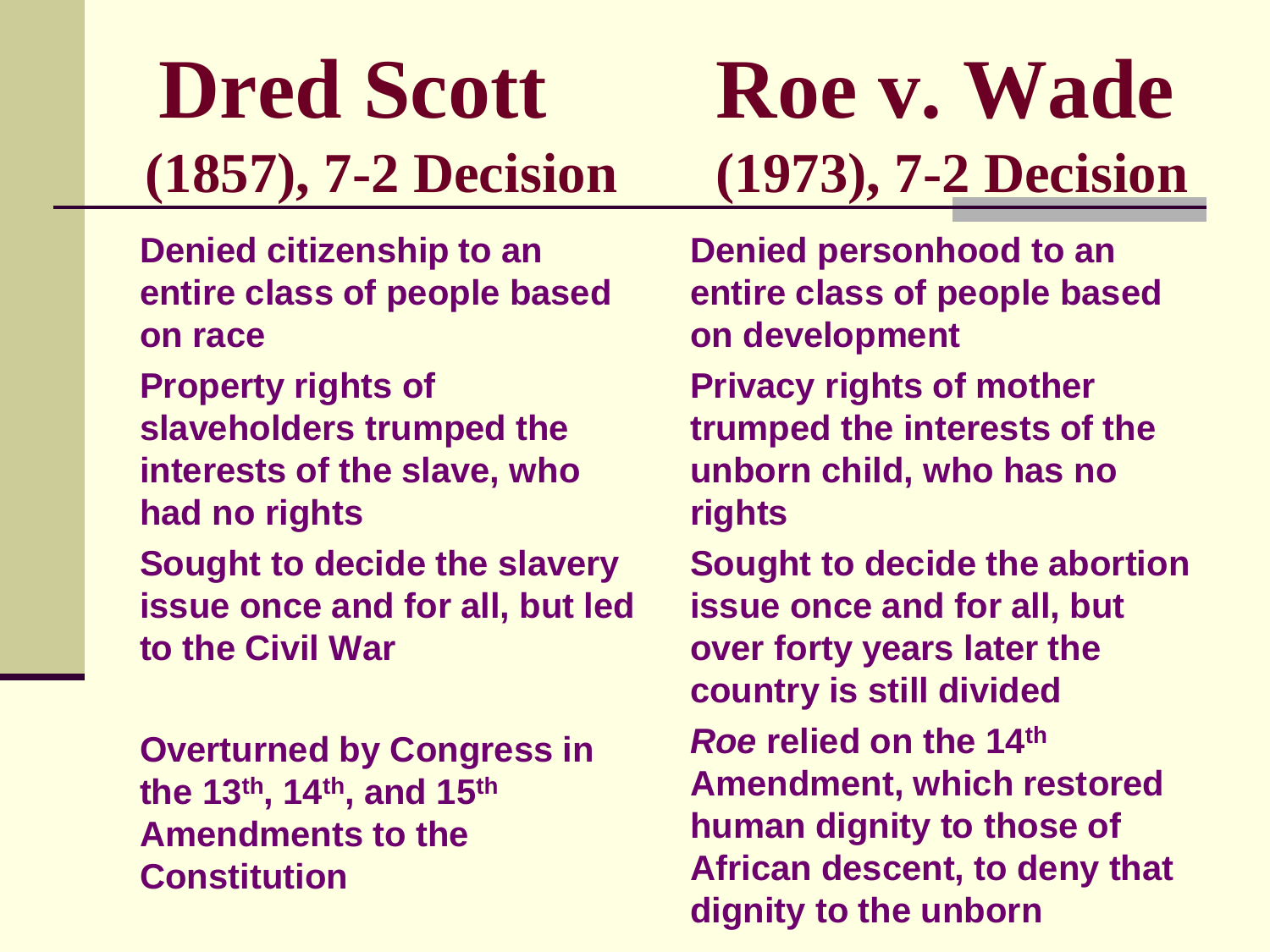| Dred Scott (1857), 7-2 Decision | Roe v. Wade (1973), 7-2 Decision |
| --- | --- |
| Denied citizenship to an entire class of people based on race | Denied personhood to an entire class of people based on development |
| Property rights of slaveholders trumped the interests of the slave, who had no rights | Privacy rights of mother trumped the interests of the unborn child, who has no rights |
| Sought to decide the slavery issue once and for all, but led to the Civil War | Sought to decide the abortion issue once and for all, but over forty years later the country is still divided |
| Overturned by Congress in the 13th, 14th, and 15th Amendments to the Constitution | *Roe* relied on the 14th Amendment, which restored human dignity to those of African descent, to deny that dignity to the unborn |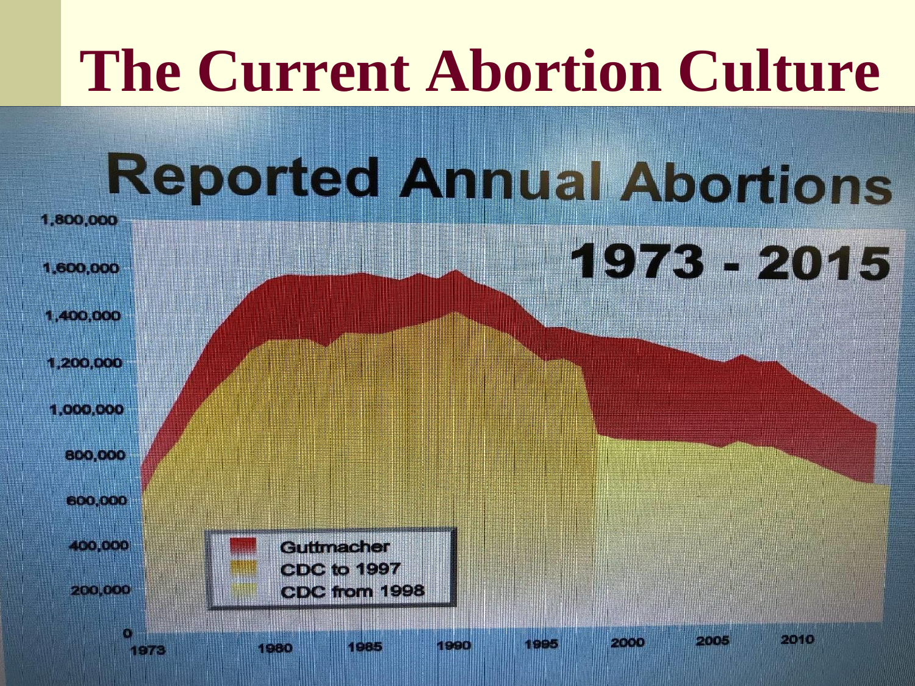# The Current Abortion Culture

## Reported Annual Abortions

### 1973 - 2015

1,800,000
1,600,000
1,400,000
1,200,000
1,000,000
800,000
600,000
400,000
200,000
0

1973 1980 1985 1990 1995 2000 2005 2010

- Guttmacher
- CDC to 1997
- CDC from 1998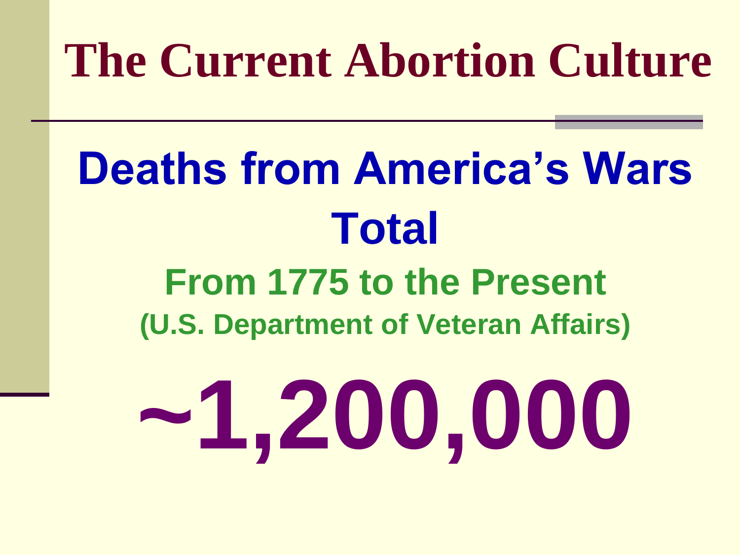# The Current Abortion Culture

## Deaths from America's Wars Total

### From 1775 to the Present

**(U.S. Department of Veteran Affairs)**

# ~1,200,000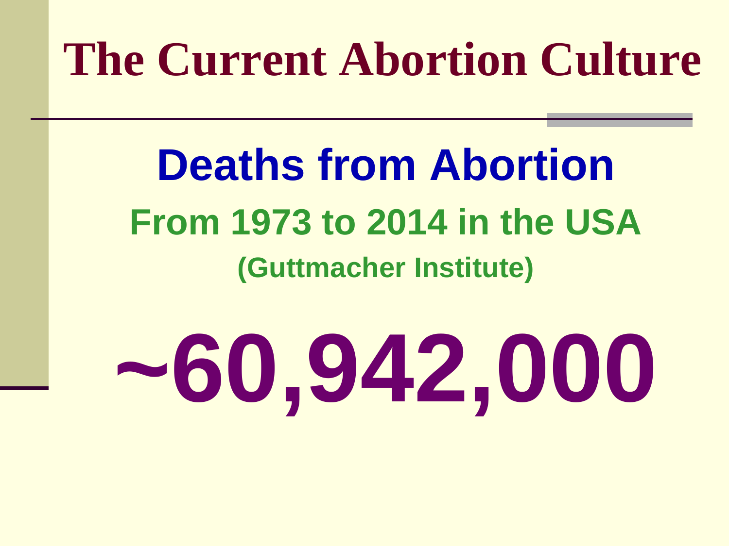# The Current Abortion Culture

## Deaths from Abortion

### From 1973 to 2014 in the USA

**(Guttmacher Institute)**

# ~60,942,000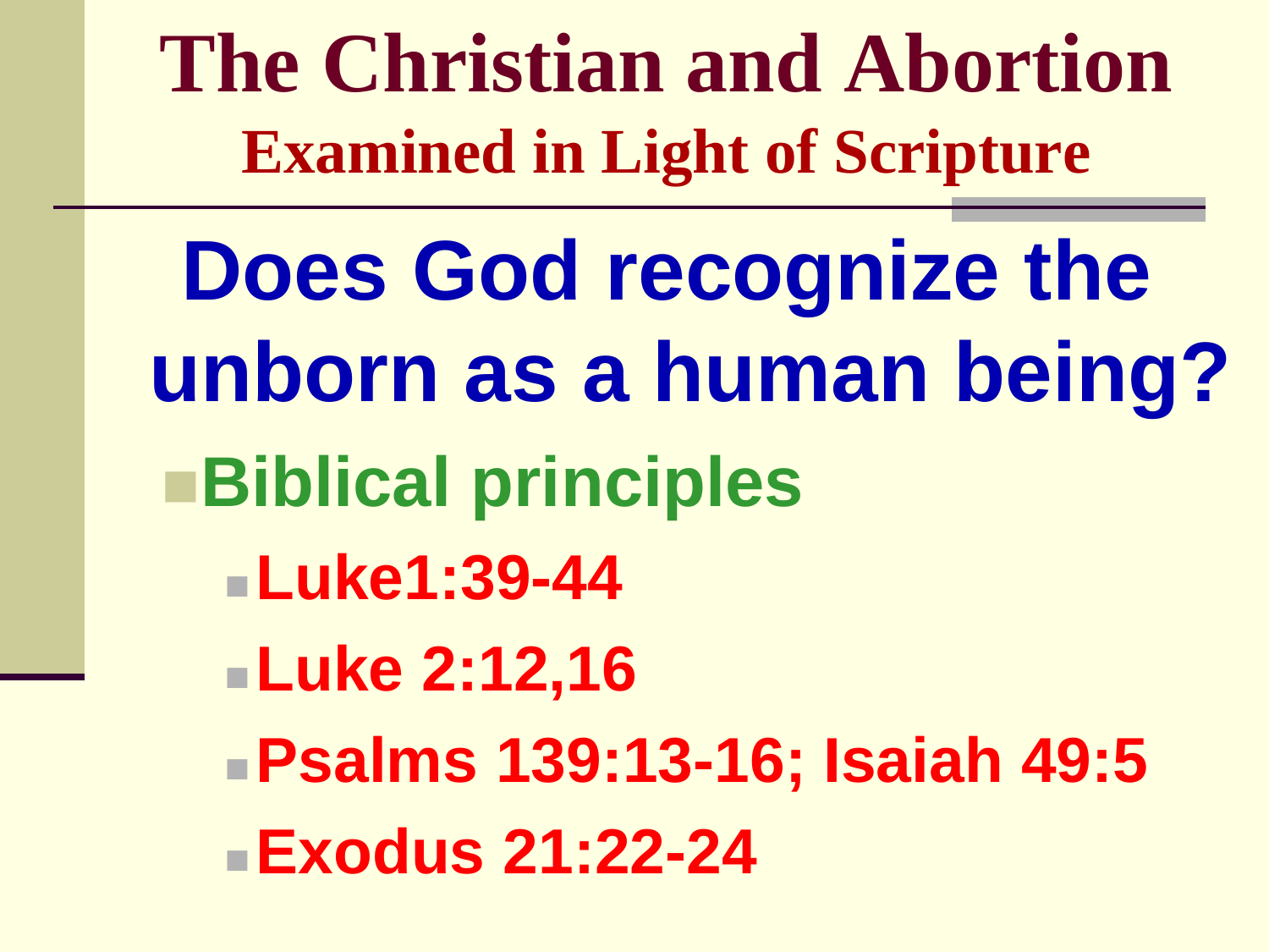# The Christian and Abortion

## Examined in Light of Scripture

## Does God recognize the unborn as a human being?

- Biblical principles
  - Luke1:39-44
  - Luke 2:12,16
  - Psalms 139:13-16; Isaiah 49:5
  - Exodus 21:22-24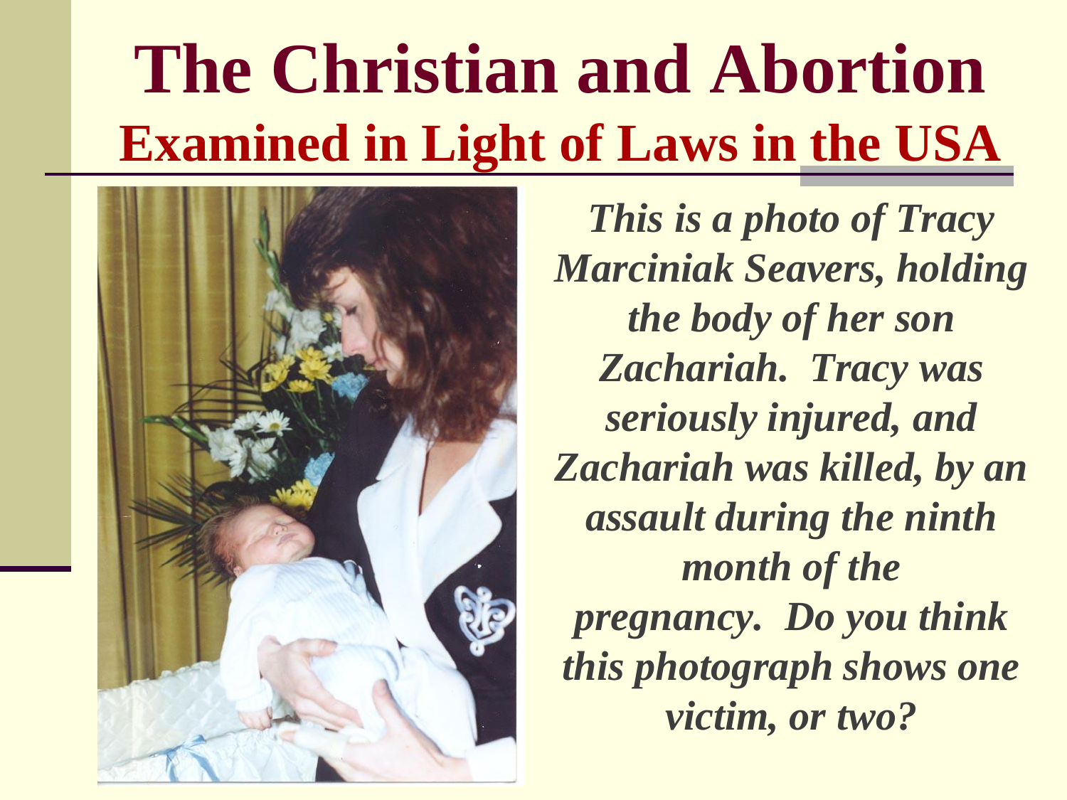# The Christian and Abortion

## Examined in Light of Laws in the USA

*This is a photo of Tracy Marciniak Seavers, holding the body of her son Zachariah. Tracy was seriously injured, and Zachariah was killed, by an assault during the ninth month of the pregnancy. Do you think this photograph shows one victim, or two?*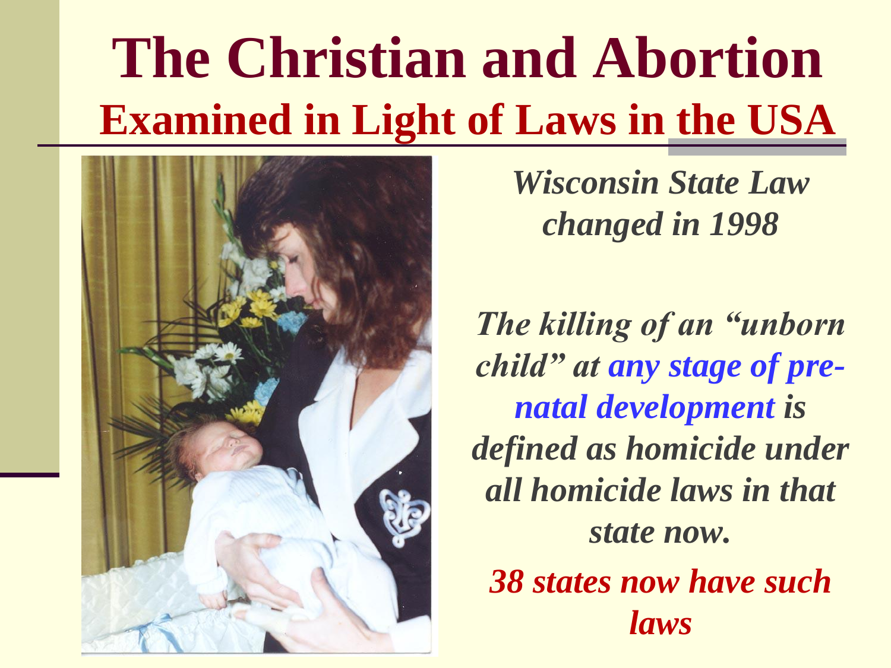# The Christian and Abortion

## Examined in Light of Laws in the USA

***Wisconsin State Law changed in 1998***

***The killing of an "unborn child" at any stage of pre-natal development is defined as homicide under all homicide laws in that state now.***

***38 states now have such laws***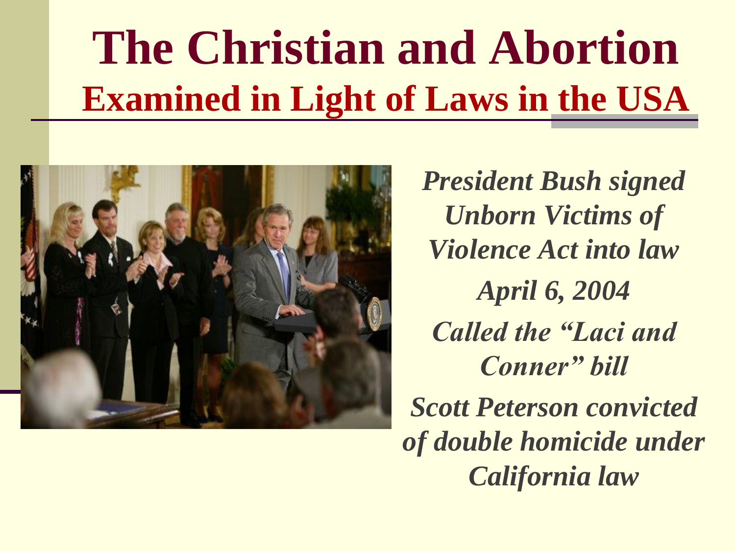# The Christian and Abortion

## Examined in Light of Laws in the USA

*President Bush signed Unborn Victims of Violence Act into law*

*April 6, 2004*

*Called the "Laci and Conner" bill*

*Scott Peterson convicted of double homicide under California law*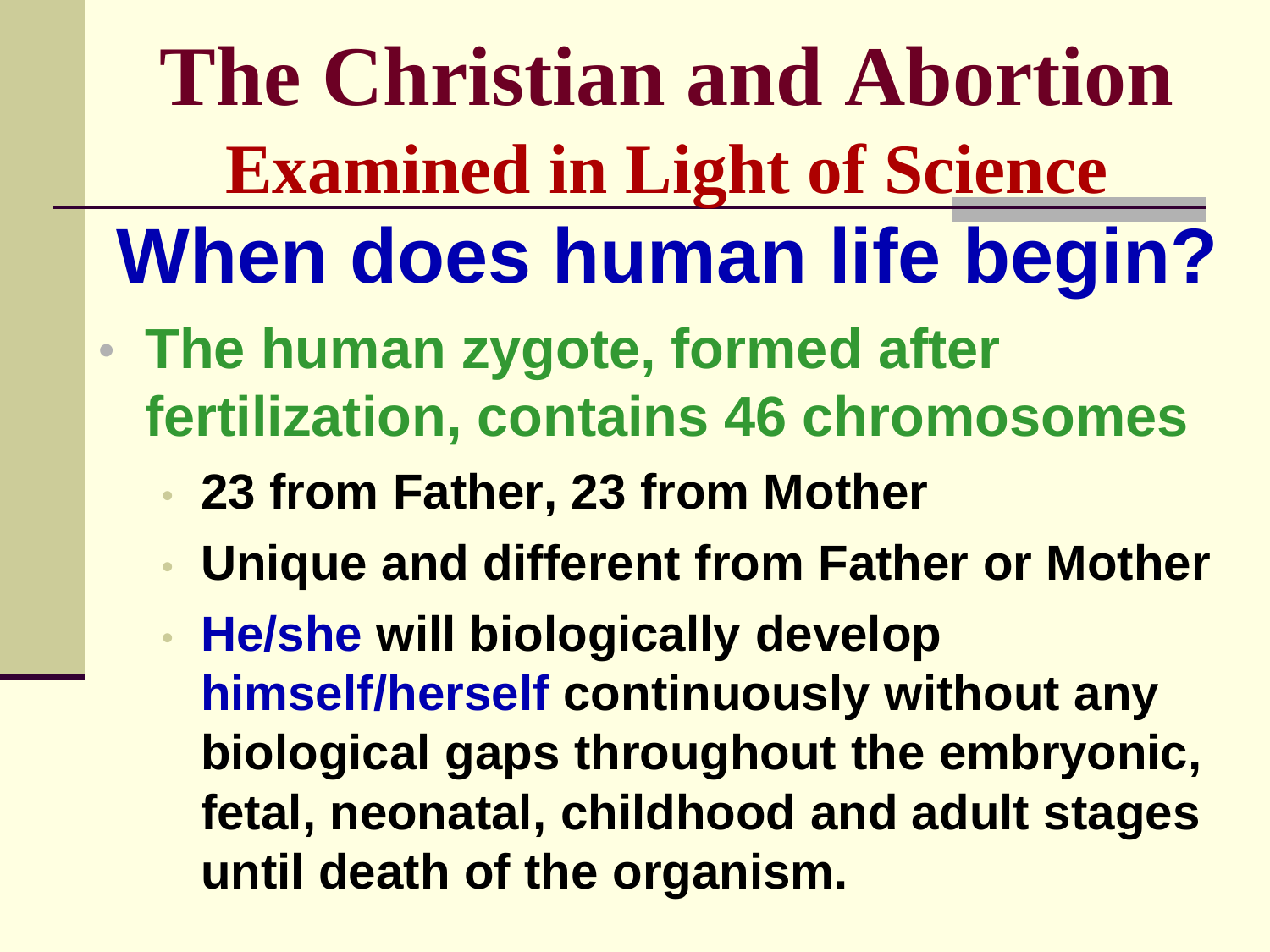# The Christian and Abortion

## Examined in Light of Science

## When does human life begin?

- **The human zygote, formed after fertilization, contains 46 chromosomes**
  - **23 from Father, 23 from Mother**
  - **Unique and different from Father or Mother**
  - **He/she will biologically develop himself/herself continuously without any biological gaps throughout the embryonic, fetal, neonatal, childhood and adult stages until death of the organism.**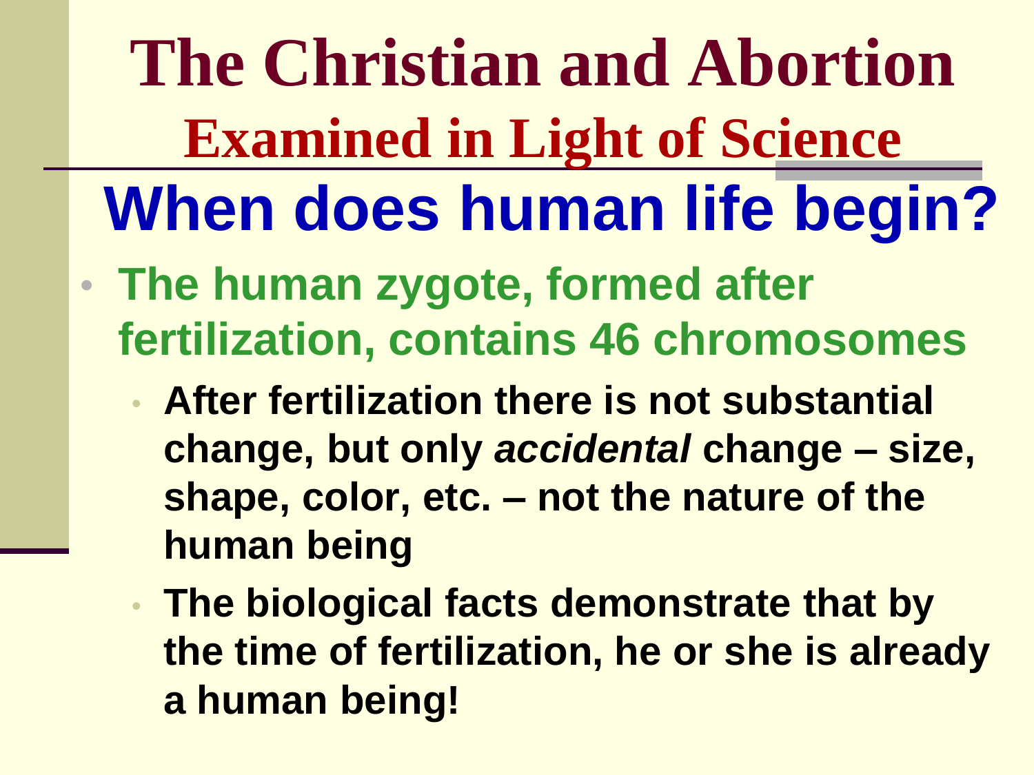# The Christian and Abortion

## Examined in Light of Science

## When does human life begin?

- **The human zygote, formed after fertilization, contains 46 chromosomes**
  - **After fertilization there is not substantial change, but only *accidental* change – size, shape, color, etc. – not the nature of the human being**
  - **The biological facts demonstrate that by the time of fertilization, he or she is already a human being!**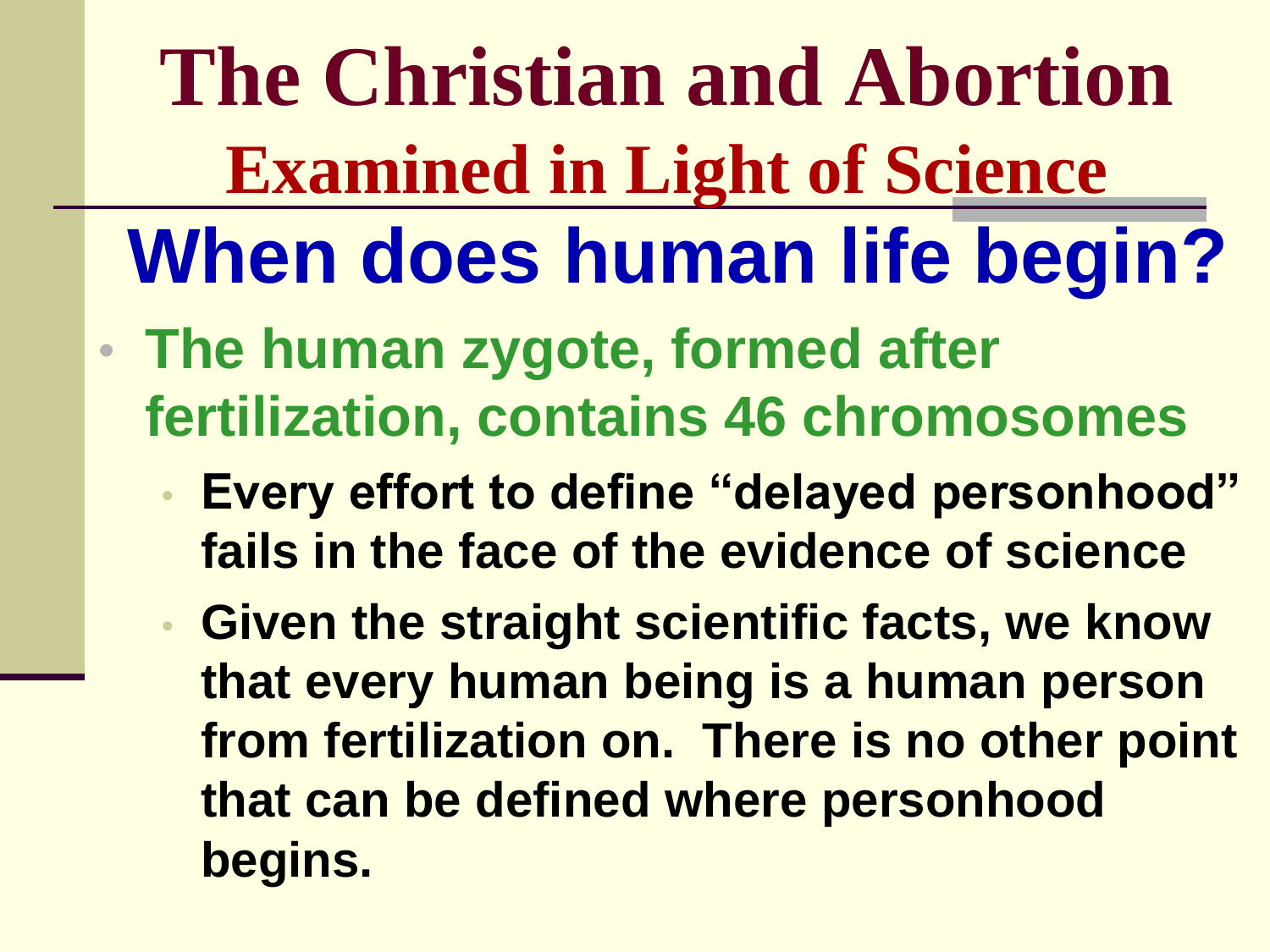# The Christian and Abortion

## Examined in Light of Science

## When does human life begin?

- **The human zygote, formed after fertilization, contains 46 chromosomes**
  - **Every effort to define "delayed personhood" fails in the face of the evidence of science**
  - **Given the straight scientific facts, we know that every human being is a human person from fertilization on. There is no other point that can be defined where personhood begins.**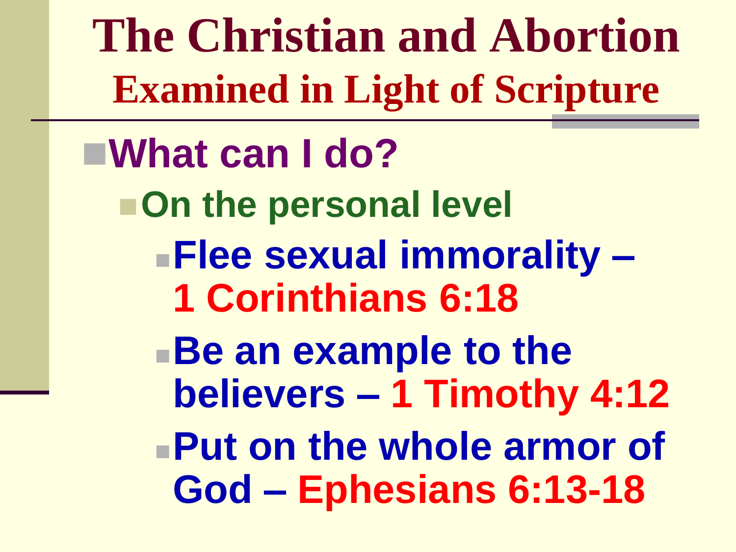# The Christian and Abortion

## Examined in Light of Scripture

- **What can I do?**
  - **On the personal level**
    - **Flee sexual immorality – 1 Corinthians 6:18**
    - **Be an example to the believers – 1 Timothy 4:12**
    - **Put on the whole armor of God – Ephesians 6:13-18**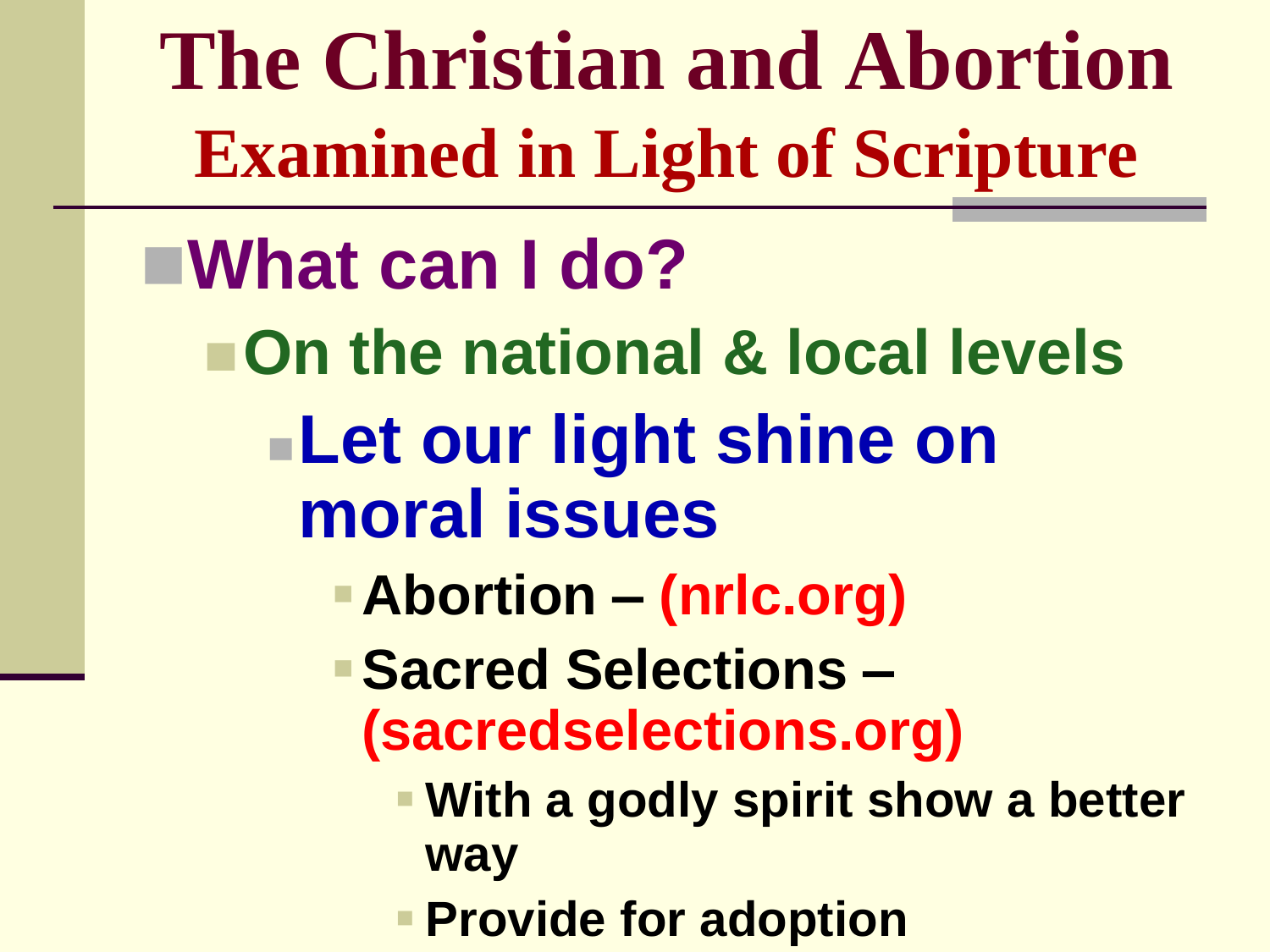# The Christian and Abortion

## Examined in Light of Scripture

- **What can I do?**
  - **On the national & local levels**
    - **Let our light shine on moral issues**
      - **Abortion – (nrlc.org)**
      - **Sacred Selections – (sacredselections.org)**
        - **With a godly spirit show a better way**
        - **Provide for adoption**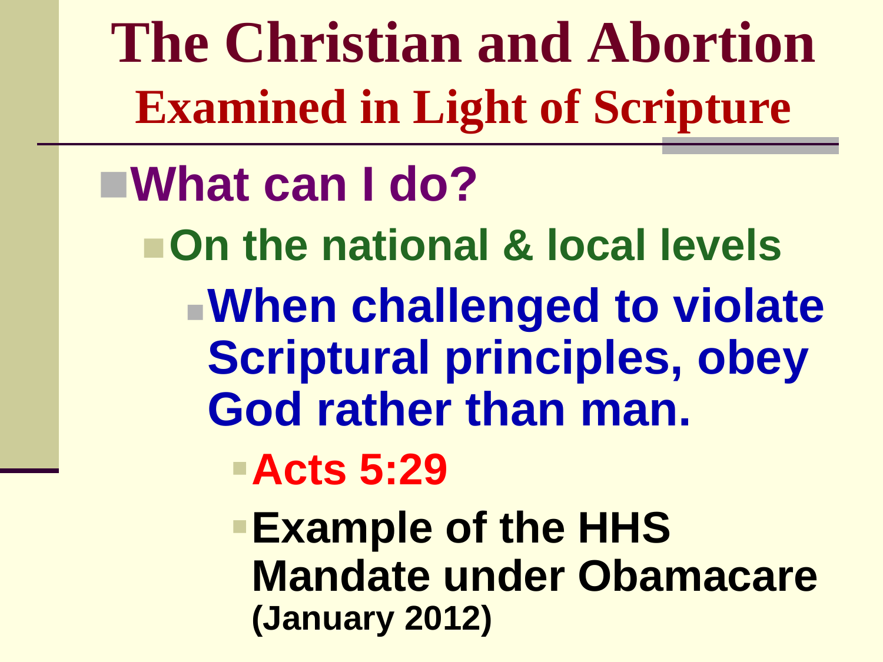# The Christian and Abortion
## Examined in Light of Scripture

- **What can I do?**
  - **On the national & local levels**
    - **When challenged to violate Scriptural principles, obey God rather than man.**
      - **Acts 5:29**
      - **Example of the HHS Mandate under Obamacare (January 2012)**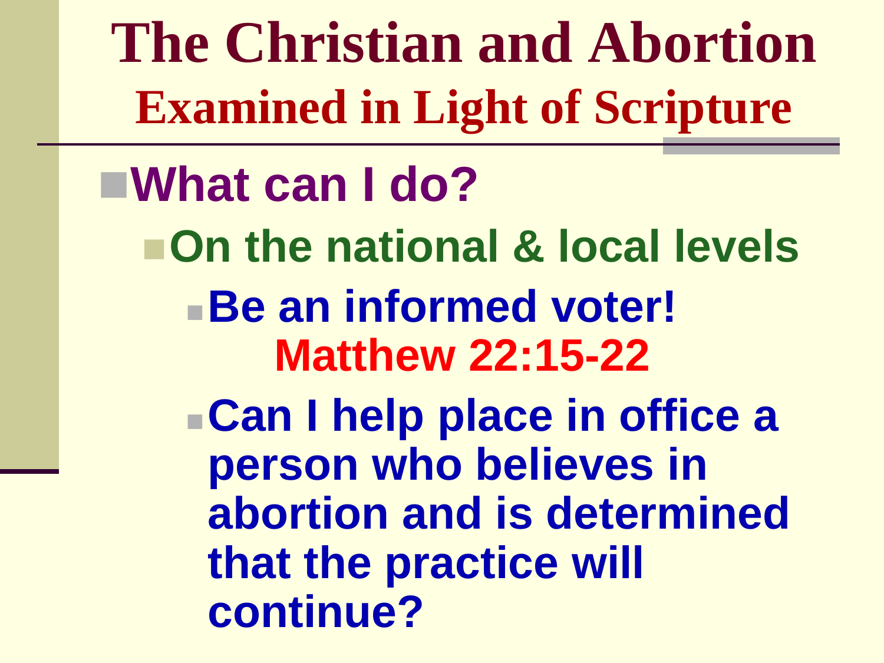# The Christian and Abortion

## Examined in Light of Scripture

- **What can I do?**
  - **On the national & local levels**
    - **Be an informed voter!**
      **Matthew 22:15-22**
    - **Can I help place in office a person who believes in abortion and is determined that the practice will continue?**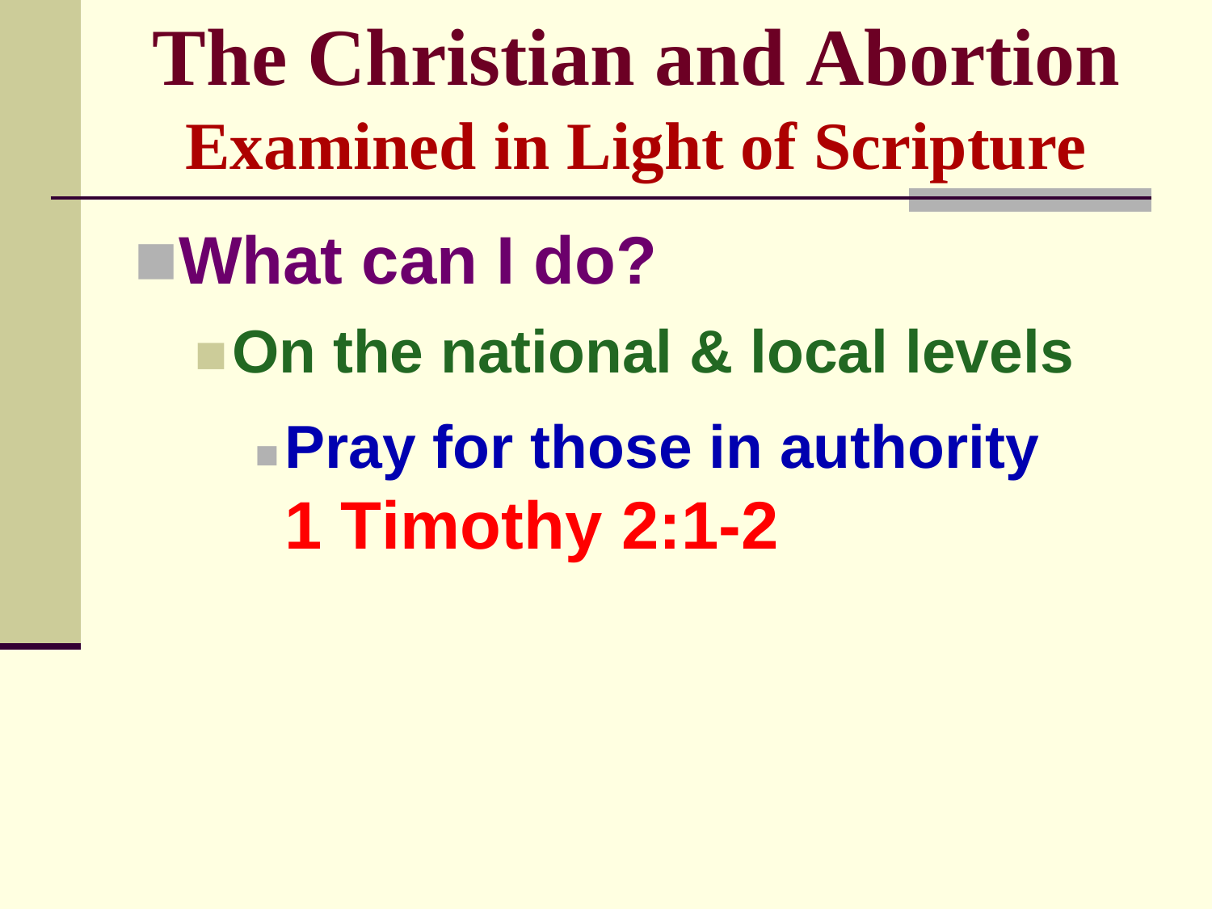# The Christian and Abortion

## Examined in Light of Scripture

- **What can I do?**
  - **On the national & local levels**
    - **Pray for those in authority 1 Timothy 2:1-2**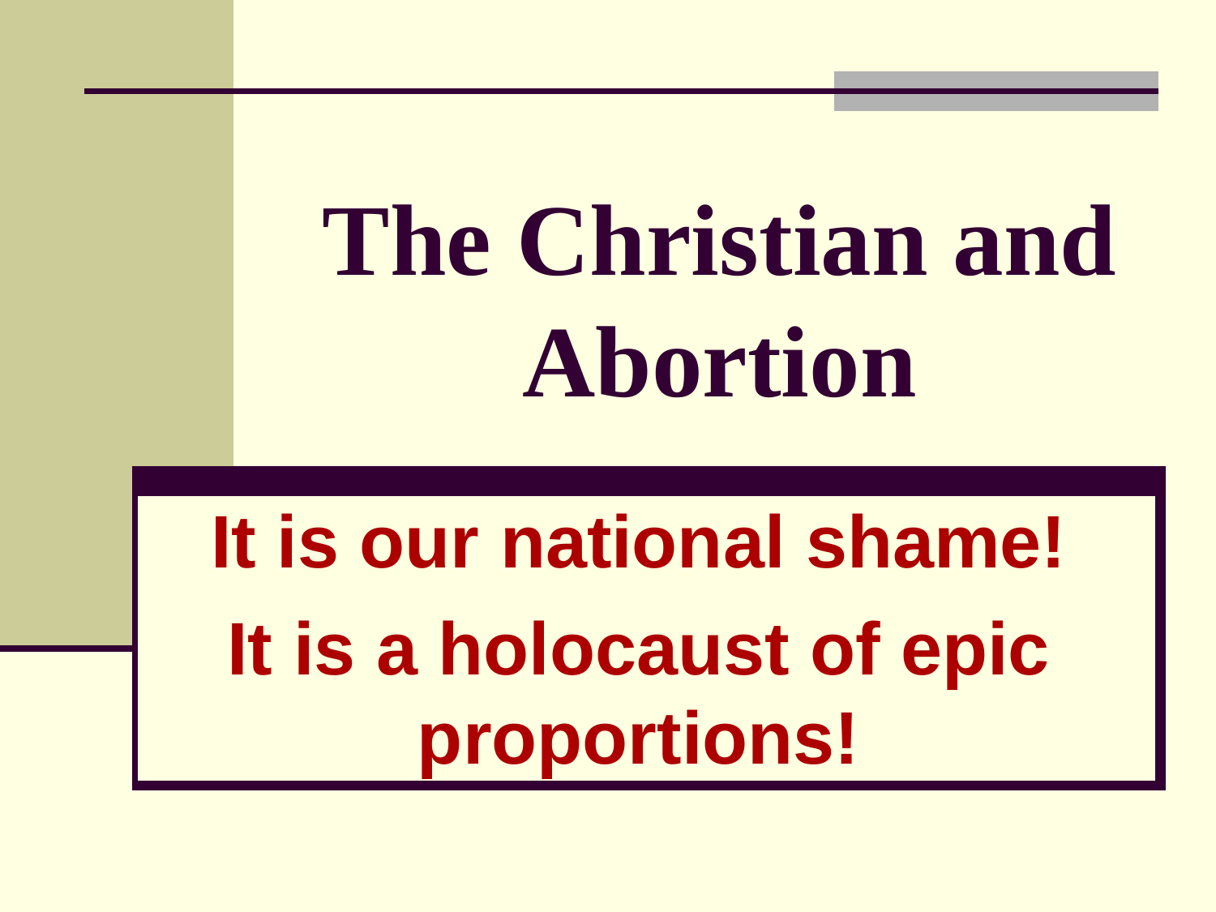# The Christian and Abortion

**It is our national shame!**

**It is a holocaust of epic proportions!**